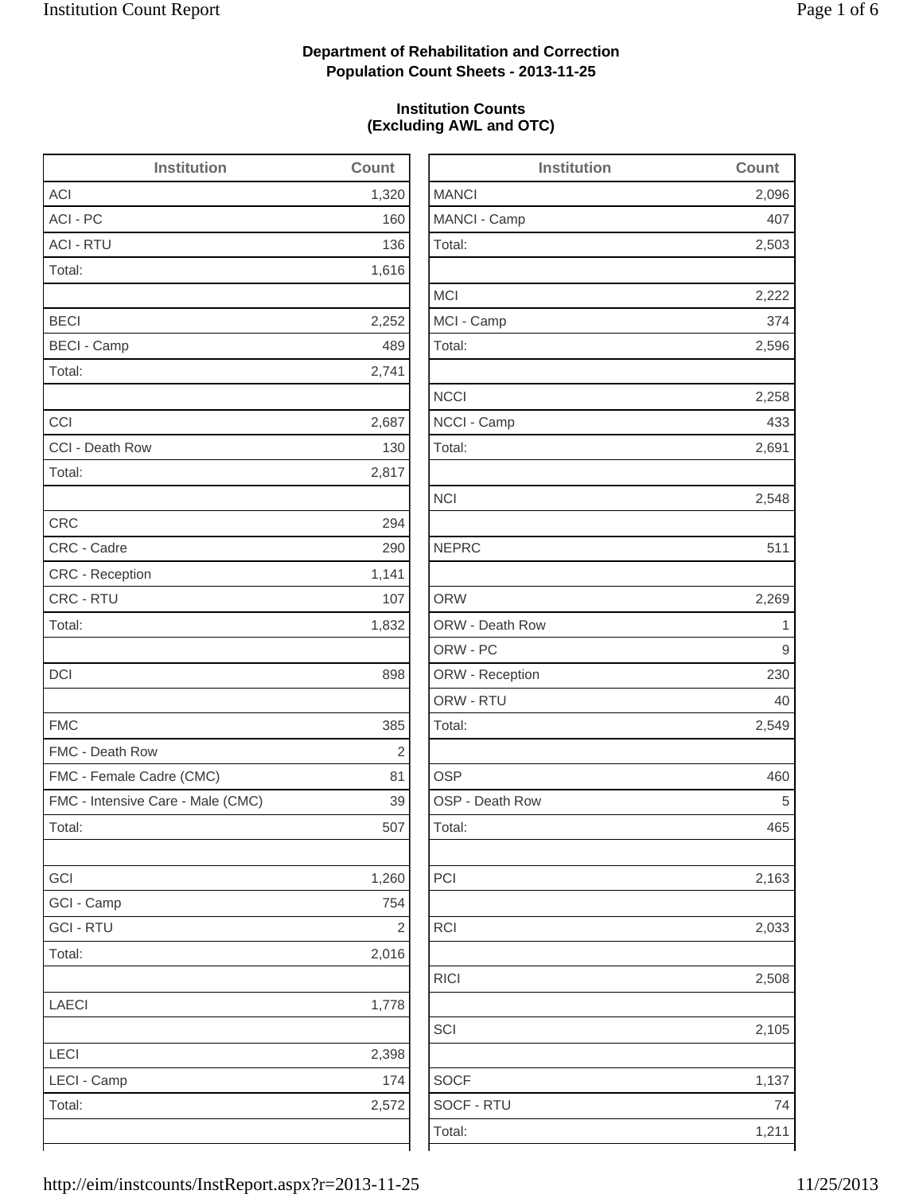**Department of Rehabilitation and Correction**
**Population Count Sheets - 2013-11-25**

**Institution Counts**
**(Excluding AWL and OTC)**

| Institution | Count |
|---|---|
| ACI | 1,320 |
| ACI - PC | 160 |
| ACI - RTU | 136 |
| Total: | 1,616 |
| | |
| BECI | 2,252 |
| BECI - Camp | 489 |
| Total: | 2,741 |
| | |
| CCI | 2,687 |
| CCI - Death Row | 130 |
| Total: | 2,817 |
| | |
| CRC | 294 |
| CRC - Cadre | 290 |
| CRC - Reception | 1,141 |
| CRC - RTU | 107 |
| Total: | 1,832 |
| | |
| DCI | 898 |
| | |
| FMC | 385 |
| FMC - Death Row | 2 |
| FMC - Female Cadre (CMC) | 81 |
| FMC - Intensive Care - Male (CMC) | 39 |
| Total: | 507 |
| | |
| GCI | 1,260 |
| GCI - Camp | 754 |
| GCI - RTU | 2 |
| Total: | 2,016 |
| | |
| LAECI | 1,778 |
| | |
| LECI | 2,398 |
| LECI - Camp | 174 |
| Total: | 2,572 |
| | |

| Institution | Count |
|---|---|
| MANCI | 2,096 |
| MANCI - Camp | 407 |
| Total: | 2,503 |
| | |
| MCI | 2,222 |
| MCI - Camp | 374 |
| Total: | 2,596 |
| | |
| NCCI | 2,258 |
| NCCI - Camp | 433 |
| Total: | 2,691 |
| | |
| NCI | 2,548 |
| | |
| NEPRC | 511 |
| | |
| ORW | 2,269 |
| ORW - Death Row | 1 |
| ORW - PC | 9 |
| ORW - Reception | 230 |
| ORW - RTU | 40 |
| Total: | 2,549 |
| | |
| OSP | 460 |
| OSP - Death Row | 5 |
| Total: | 465 |
| | |
| PCI | 2,163 |
| | |
| RCI | 2,033 |
| | |
| RICI | 2,508 |
| | |
| SCI | 2,105 |
| | |
| SOCF | 1,137 |
| SOCF - RTU | 74 |
| Total: | 1,211 |
| | |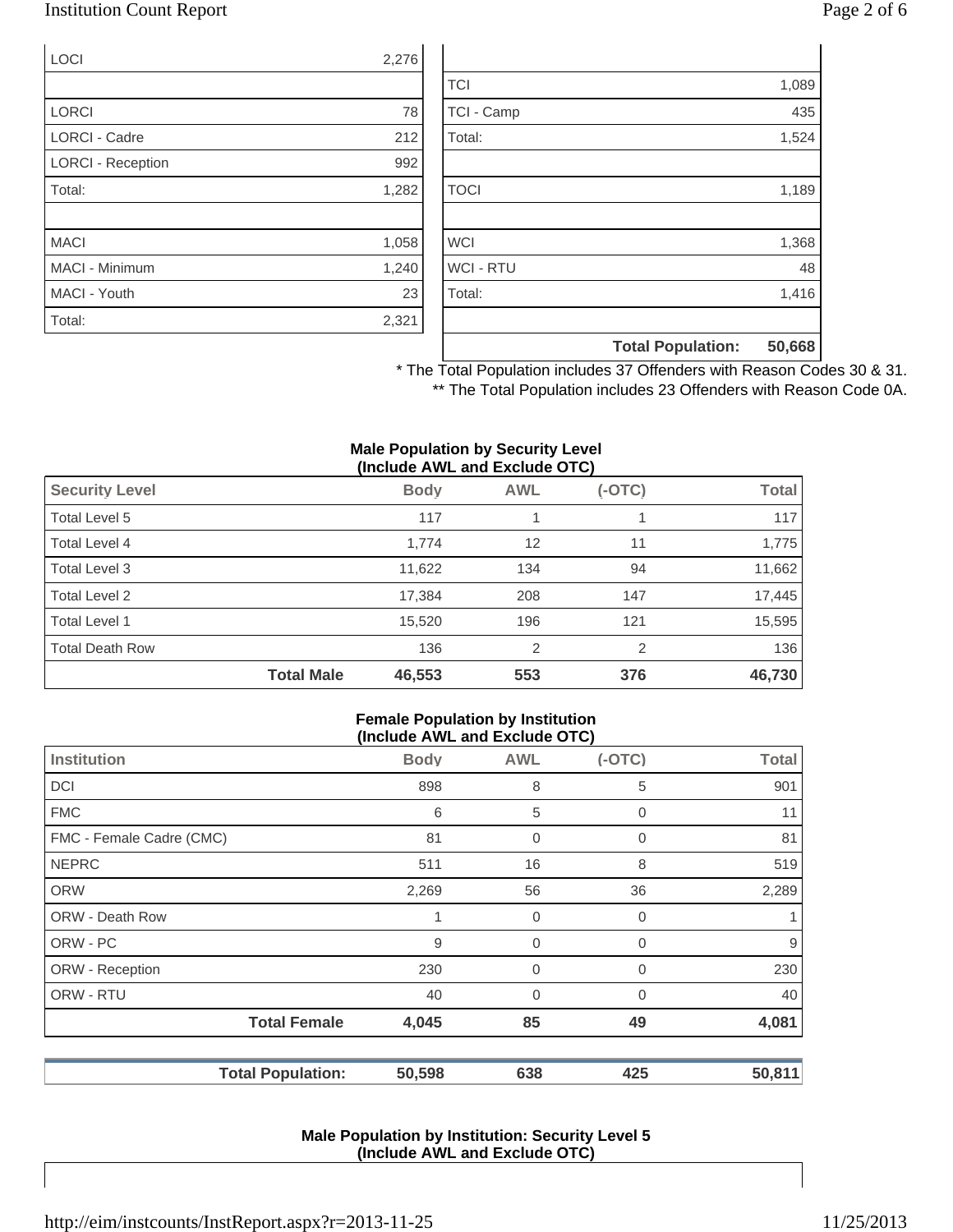| | |
|---|---|
| LOCI | 2,276 |
| | |
| LORCI | 78 |
| LORCI - Cadre | 212 |
| LORCI - Reception | 992 |
| Total: | 1,282 |
| | |
| MACI | 1,058 |
| MACI - Minimum | 1,240 |
| MACI - Youth | 23 |
| Total: | 2,321 |

| | |
|---|---|
| | |
| TCI | 1,089 |
| TCI - Camp | 435 |
| Total: | 1,524 |
| | |
| TOCI | 1,189 |
| | |
| WCI | 1,368 |
| WCI - RTU | 48 |
| Total: | 1,416 |
| | |
| **Total Population:** | **50,668** |

\* The Total Population includes 37 Offenders with Reason Codes 30 & 31.

\** The Total Population includes 23 Offenders with Reason Code 0A.

**Male Population by Security Level (Include AWL and Exclude OTC)**

| Security Level | Body | AWL | (-OTC) | Total |
|---|---|---|---|---|
| Total Level 5 | 117 | 1 | 1 | 117 |
| Total Level 4 | 1,774 | 12 | 11 | 1,775 |
| Total Level 3 | 11,622 | 134 | 94 | 11,662 |
| Total Level 2 | 17,384 | 208 | 147 | 17,445 |
| Total Level 1 | 15,520 | 196 | 121 | 15,595 |
| Total Death Row | 136 | 2 | 2 | 136 |
| **Total Male** | **46,553** | **553** | **376** | **46,730** |

**Female Population by Institution (Include AWL and Exclude OTC)**

| Institution | Body | AWL | (-OTC) | Total |
|---|---|---|---|---|
| DCI | 898 | 8 | 5 | 901 |
| FMC | 6 | 5 | 0 | 11 |
| FMC - Female Cadre (CMC) | 81 | 0 | 0 | 81 |
| NEPRC | 511 | 16 | 8 | 519 |
| ORW | 2,269 | 56 | 36 | 2,289 |
| ORW - Death Row | 1 | 0 | 0 | 1 |
| ORW - PC | 9 | 0 | 0 | 9 |
| ORW - Reception | 230 | 0 | 0 | 230 |
| ORW - RTU | 40 | 0 | 0 | 40 |
| **Total Female** | **4,045** | **85** | **49** | **4,081** |

| | | | | |
|---|---|---|---|---|
| **Total Population:** | **50,598** | **638** | **425** | **50,811** |

**Male Population by Institution: Security Level 5 (Include AWL and Exclude OTC)**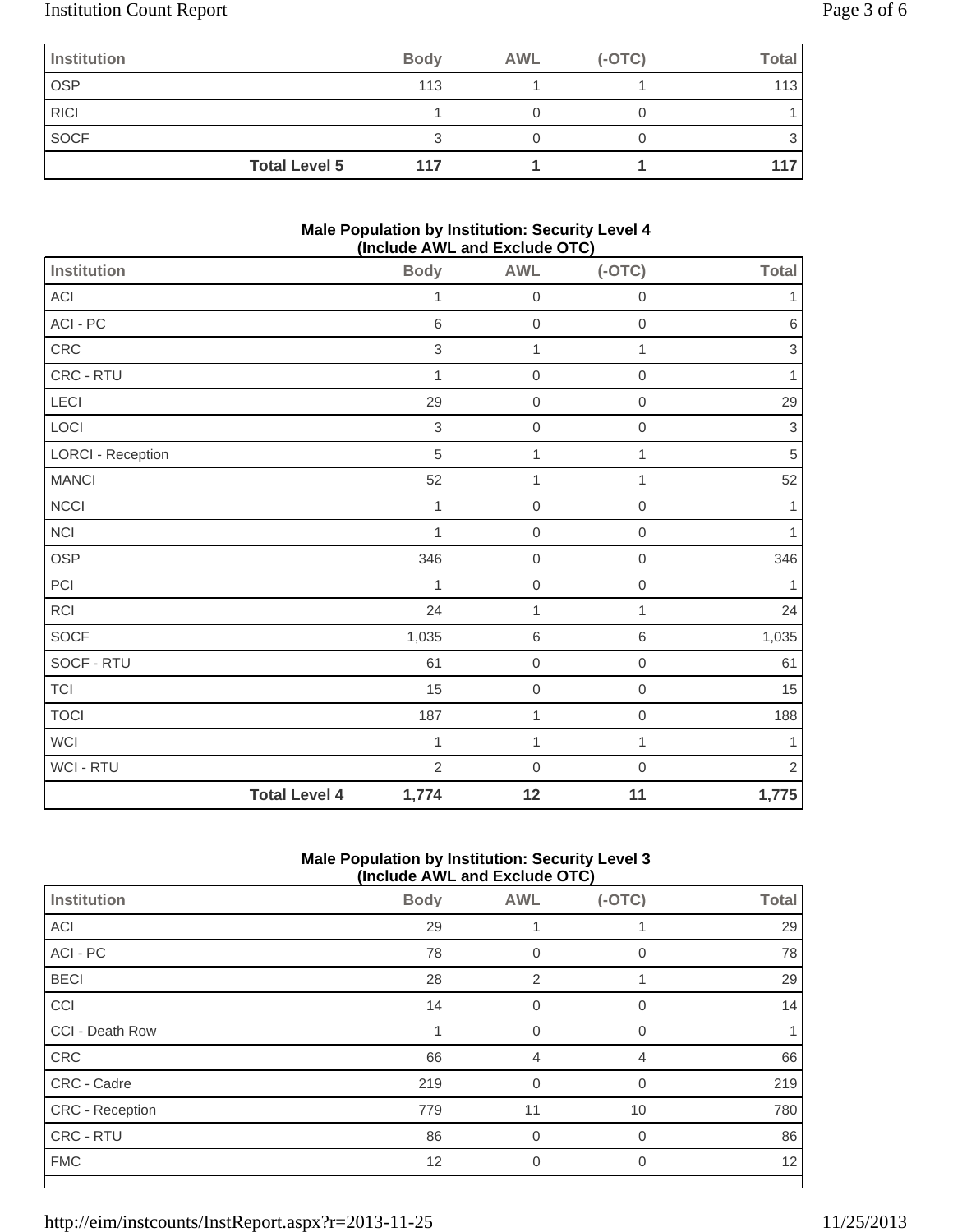| Institution | Body | AWL | (-OTC) | Total |
|---|---|---|---|---|
| OSP | 113 | 1 | 1 | 113 |
| RICI | 1 | 0 | 0 | 1 |
| SOCF | 3 | 0 | 0 | 3 |
| **Total Level 5** | **117** | **1** | **1** | **117** |

**Male Population by Institution: Security Level 4 (Include AWL and Exclude OTC)**

| Institution | Body | AWL | (-OTC) | Total |
|---|---|---|---|---|
| ACI | 1 | 0 | 0 | 1 |
| ACI - PC | 6 | 0 | 0 | 6 |
| CRC | 3 | 1 | 1 | 3 |
| CRC - RTU | 1 | 0 | 0 | 1 |
| LECI | 29 | 0 | 0 | 29 |
| LOCI | 3 | 0 | 0 | 3 |
| LORCI - Reception | 5 | 1 | 1 | 5 |
| MANCI | 52 | 1 | 1 | 52 |
| NCCI | 1 | 0 | 0 | 1 |
| NCI | 1 | 0 | 0 | 1 |
| OSP | 346 | 0 | 0 | 346 |
| PCI | 1 | 0 | 0 | 1 |
| RCI | 24 | 1 | 1 | 24 |
| SOCF | 1,035 | 6 | 6 | 1,035 |
| SOCF - RTU | 61 | 0 | 0 | 61 |
| TCI | 15 | 0 | 0 | 15 |
| TOCI | 187 | 1 | 0 | 188 |
| WCI | 1 | 1 | 1 | 1 |
| WCI - RTU | 2 | 0 | 0 | 2 |
| **Total Level 4** | **1,774** | **12** | **11** | **1,775** |

**Male Population by Institution: Security Level 3 (Include AWL and Exclude OTC)**

| Institution | Body | AWL | (-OTC) | Total |
|---|---|---|---|---|
| ACI | 29 | 1 | 1 | 29 |
| ACI - PC | 78 | 0 | 0 | 78 |
| BECI | 28 | 2 | 1 | 29 |
| CCI | 14 | 0 | 0 | 14 |
| CCI - Death Row | 1 | 0 | 0 | 1 |
| CRC | 66 | 4 | 4 | 66 |
| CRC - Cadre | 219 | 0 | 0 | 219 |
| CRC - Reception | 779 | 11 | 10 | 780 |
| CRC - RTU | 86 | 0 | 0 | 86 |
| FMC | 12 | 0 | 0 | 12 |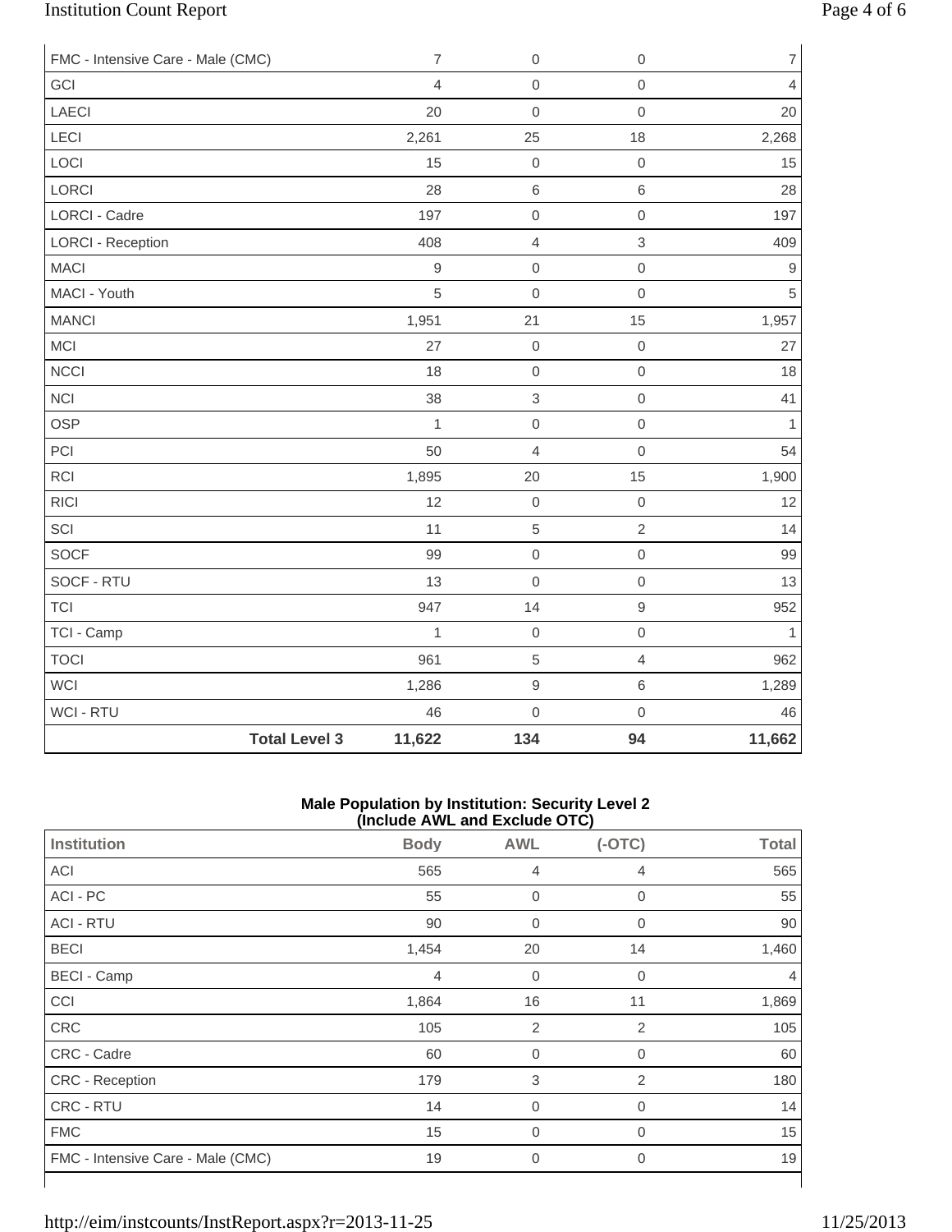| | | | | |
|---|---|---|---|---|
| FMC - Intensive Care - Male (CMC) | 7 | 0 | 0 | 7 |
| GCI | 4 | 0 | 0 | 4 |
| LAECI | 20 | 0 | 0 | 20 |
| LECI | 2,261 | 25 | 18 | 2,268 |
| LOCI | 15 | 0 | 0 | 15 |
| LORCI | 28 | 6 | 6 | 28 |
| LORCI - Cadre | 197 | 0 | 0 | 197 |
| LORCI - Reception | 408 | 4 | 3 | 409 |
| MACI | 9 | 0 | 0 | 9 |
| MACI - Youth | 5 | 0 | 0 | 5 |
| MANCI | 1,951 | 21 | 15 | 1,957 |
| MCI | 27 | 0 | 0 | 27 |
| NCCI | 18 | 0 | 0 | 18 |
| NCI | 38 | 3 | 0 | 41 |
| OSP | 1 | 0 | 0 | 1 |
| PCI | 50 | 4 | 0 | 54 |
| RCI | 1,895 | 20 | 15 | 1,900 |
| RICI | 12 | 0 | 0 | 12 |
| SCI | 11 | 5 | 2 | 14 |
| SOCF | 99 | 0 | 0 | 99 |
| SOCF - RTU | 13 | 0 | 0 | 13 |
| TCI | 947 | 14 | 9 | 952 |
| TCI - Camp | 1 | 0 | 0 | 1 |
| TOCI | 961 | 5 | 4 | 962 |
| WCI | 1,286 | 9 | 6 | 1,289 |
| WCI - RTU | 46 | 0 | 0 | 46 |
| **Total Level 3** | **11,622** | **134** | **94** | **11,662** |

**Male Population by Institution: Security Level 2 (Include AWL and Exclude OTC)**

| Institution | Body | AWL | (-OTC) | Total |
|---|---|---|---|---|
| ACI | 565 | 4 | 4 | 565 |
| ACI - PC | 55 | 0 | 0 | 55 |
| ACI - RTU | 90 | 0 | 0 | 90 |
| BECI | 1,454 | 20 | 14 | 1,460 |
| BECI - Camp | 4 | 0 | 0 | 4 |
| CCI | 1,864 | 16 | 11 | 1,869 |
| CRC | 105 | 2 | 2 | 105 |
| CRC - Cadre | 60 | 0 | 0 | 60 |
| CRC - Reception | 179 | 3 | 2 | 180 |
| CRC - RTU | 14 | 0 | 0 | 14 |
| FMC | 15 | 0 | 0 | 15 |
| FMC - Intensive Care - Male (CMC) | 19 | 0 | 0 | 19 |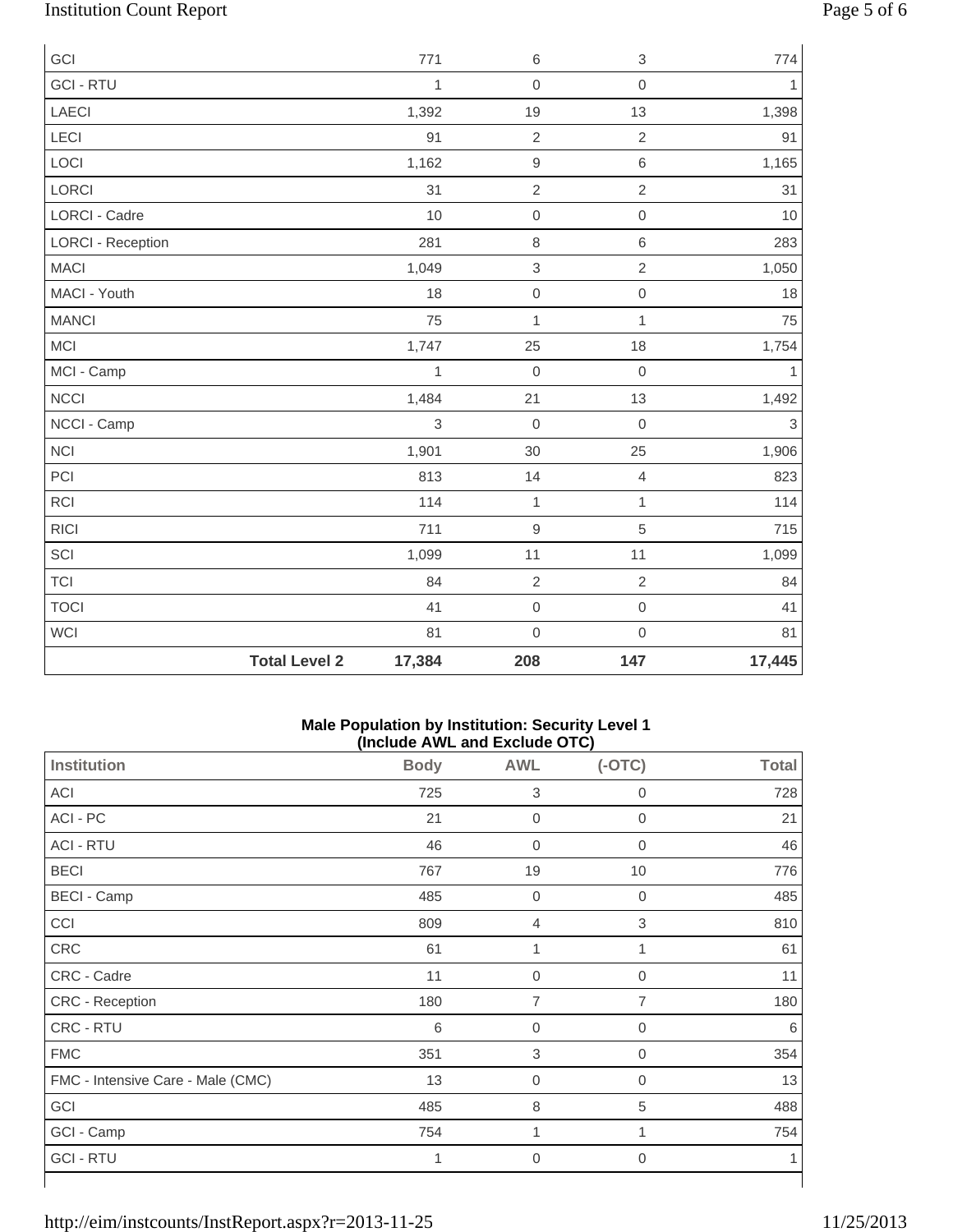| | Body | AWL | (-OTC) | Total |
|---|---|---|---|---|
| GCI | 771 | 6 | 3 | 774 |
| GCI - RTU | 1 | 0 | 0 | 1 |
| LAECI | 1,392 | 19 | 13 | 1,398 |
| LECI | 91 | 2 | 2 | 91 |
| LOCI | 1,162 | 9 | 6 | 1,165 |
| LORCI | 31 | 2 | 2 | 31 |
| LORCI - Cadre | 10 | 0 | 0 | 10 |
| LORCI - Reception | 281 | 8 | 6 | 283 |
| MACI | 1,049 | 3 | 2 | 1,050 |
| MACI - Youth | 18 | 0 | 0 | 18 |
| MANCI | 75 | 1 | 1 | 75 |
| MCI | 1,747 | 25 | 18 | 1,754 |
| MCI - Camp | 1 | 0 | 0 | 1 |
| NCCI | 1,484 | 21 | 13 | 1,492 |
| NCCI - Camp | 3 | 0 | 0 | 3 |
| NCI | 1,901 | 30 | 25 | 1,906 |
| PCI | 813 | 14 | 4 | 823 |
| RCI | 114 | 1 | 1 | 114 |
| RICI | 711 | 9 | 5 | 715 |
| SCI | 1,099 | 11 | 11 | 1,099 |
| TCI | 84 | 2 | 2 | 84 |
| TOCI | 41 | 0 | 0 | 41 |
| WCI | 81 | 0 | 0 | 81 |
| **Total Level 2** | **17,384** | **208** | **147** | **17,445** |

**Male Population by Institution: Security Level 1**
**(Include AWL and Exclude OTC)**

| Institution | Body | AWL | (-OTC) | Total |
|---|---|---|---|---|
| ACI | 725 | 3 | 0 | 728 |
| ACI - PC | 21 | 0 | 0 | 21 |
| ACI - RTU | 46 | 0 | 0 | 46 |
| BECI | 767 | 19 | 10 | 776 |
| BECI - Camp | 485 | 0 | 0 | 485 |
| CCI | 809 | 4 | 3 | 810 |
| CRC | 61 | 1 | 1 | 61 |
| CRC - Cadre | 11 | 0 | 0 | 11 |
| CRC - Reception | 180 | 7 | 7 | 180 |
| CRC - RTU | 6 | 0 | 0 | 6 |
| FMC | 351 | 3 | 0 | 354 |
| FMC - Intensive Care - Male (CMC) | 13 | 0 | 0 | 13 |
| GCI | 485 | 8 | 5 | 488 |
| GCI - Camp | 754 | 1 | 1 | 754 |
| GCI - RTU | 1 | 0 | 0 | 1 |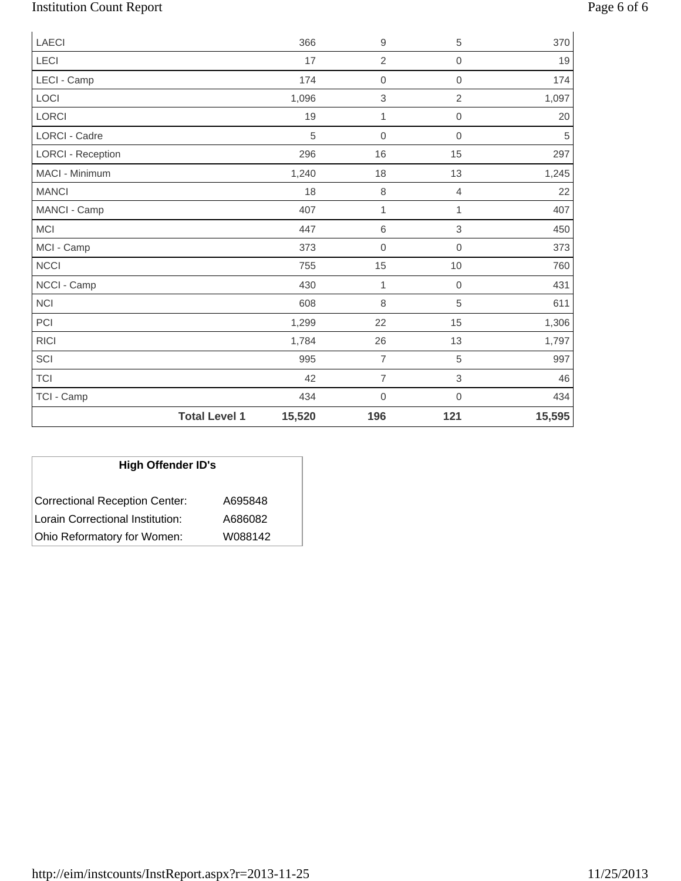| | | | | |
|---|---|---|---|---|
| LAECI | 366 | 9 | 5 | 370 |
| LECI | 17 | 2 | 0 | 19 |
| LECI - Camp | 174 | 0 | 0 | 174 |
| LOCI | 1,096 | 3 | 2 | 1,097 |
| LORCI | 19 | 1 | 0 | 20 |
| LORCI - Cadre | 5 | 0 | 0 | 5 |
| LORCI - Reception | 296 | 16 | 15 | 297 |
| MACI - Minimum | 1,240 | 18 | 13 | 1,245 |
| MANCI | 18 | 8 | 4 | 22 |
| MANCI - Camp | 407 | 1 | 1 | 407 |
| MCI | 447 | 6 | 3 | 450 |
| MCI - Camp | 373 | 0 | 0 | 373 |
| NCCI | 755 | 15 | 10 | 760 |
| NCCI - Camp | 430 | 1 | 0 | 431 |
| NCI | 608 | 8 | 5 | 611 |
| PCI | 1,299 | 22 | 15 | 1,306 |
| RICI | 1,784 | 26 | 13 | 1,797 |
| SCI | 995 | 7 | 5 | 997 |
| TCI | 42 | 7 | 3 | 46 |
| TCI - Camp | 434 | 0 | 0 | 434 |
| **Total Level 1** | **15,520** | **196** | **121** | **15,595** |

| High Offender ID's | |
|---|---|
| Correctional Reception Center: | A695848 |
| Lorain Correctional Institution: | A686082 |
| Ohio Reformatory for Women: | W088142 |